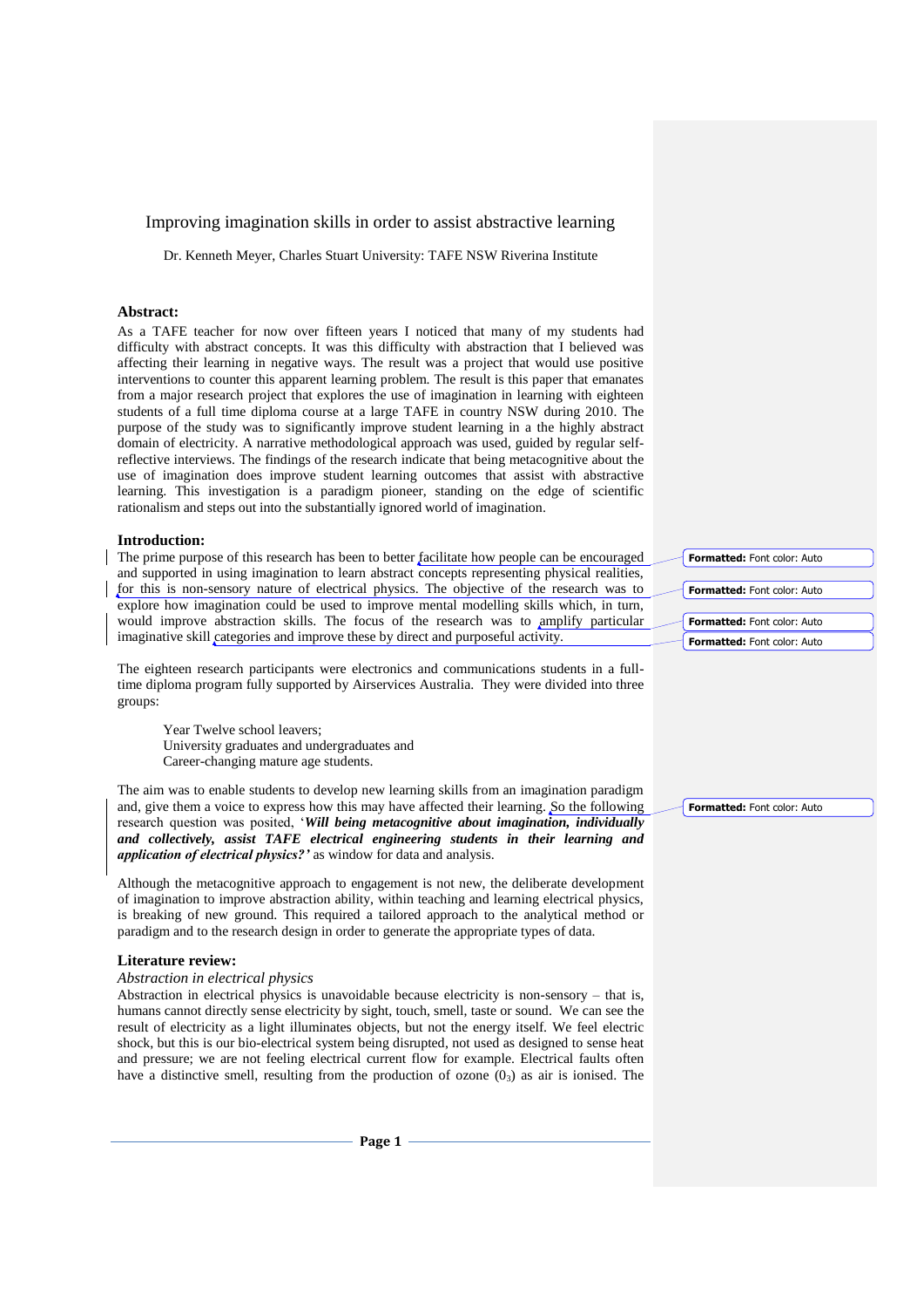# Improving imagination skills in order to assist abstractive learning

Dr. Kenneth Meyer, Charles Stuart University: TAFE NSW Riverina Institute

## Abstract:

As a TAFE teacher for now over fifteen years I noticed that many of my students had difficulty with abstract concepts. It was this difficulty with abstraction that I believed was affecting their learning in negative ways. The result was a project that would use positive interventions to counter this apparent learning problem. The result is this paper that emanates from a major research project that explores the use of imagination in learning with eighteen students of a full time diploma course at a large TAFE in country NSW during 2010. The purpose of the study was to significantly improve student learning in a the highly abstract domain of electricity. A narrative methodological approach was used, guided by regular self-reflective interviews. The findings of the research indicate that being metacognitive about the use of imagination does improve student learning outcomes that assist with abstractive learning. This investigation is a paradigm pioneer, standing on the edge of scientific rationalism and steps out into the substantially ignored world of imagination.

## Introduction:

The prime purpose of this research has been to better facilitate how people can be encouraged and supported in using imagination to learn abstract concepts representing physical realities, for this is non-sensory nature of electrical physics. The objective of the research was to explore how imagination could be used to improve mental modelling skills which, in turn, would improve abstraction skills. The focus of the research was to amplify particular imaginative skill categories and improve these by direct and purposeful activity.

The eighteen research participants were electronics and communications students in a full-time diploma program fully supported by Airservices Australia. They were divided into three groups:

- Year Twelve school leavers;
- University graduates and undergraduates and
- Career-changing mature age students.

The aim was to enable students to develop new learning skills from an imagination paradigm and, give them a voice to express how this may have affected their learning. So the following research question was posited, '***Will being metacognitive about imagination, individually and collectively, assist TAFE electrical engineering students in their learning and application of electrical physics?'*** as window for data and analysis.

Although the metacognitive approach to engagement is not new, the deliberate development of imagination to improve abstraction ability, within teaching and learning electrical physics, is breaking of new ground. This required a tailored approach to the analytical method or paradigm and to the research design in order to generate the appropriate types of data.

## Literature review:

### *Abstraction in electrical physics*

Abstraction in electrical physics is unavoidable because electricity is non-sensory – that is, humans cannot directly sense electricity by sight, touch, smell, taste or sound. We can see the result of electricity as a light illuminates objects, but not the energy itself. We feel electric shock, but this is our bio-electrical system being disrupted, not used as designed to sense heat and pressure; we are not feeling electrical current flow for example. Electrical faults often have a distinctive smell, resulting from the production of ozone ($0_3$) as air is ionised. The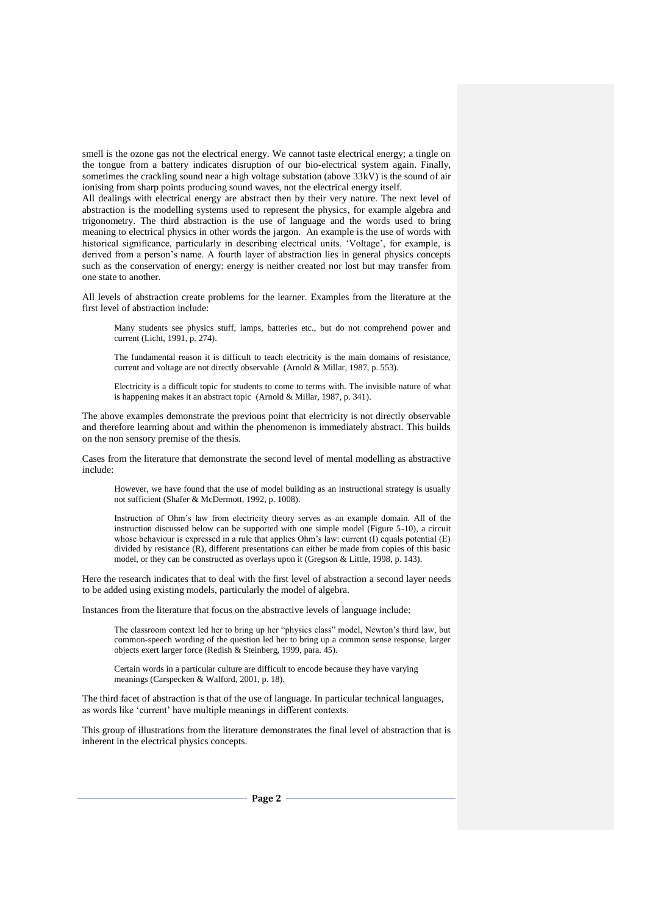smell is the ozone gas not the electrical energy. We cannot taste electrical energy; a tingle on the tongue from a battery indicates disruption of our bio-electrical system again. Finally, sometimes the crackling sound near a high voltage substation (above 33kV) is the sound of air ionising from sharp points producing sound waves, not the electrical energy itself.

All dealings with electrical energy are abstract then by their very nature. The next level of abstraction is the modelling systems used to represent the physics, for example algebra and trigonometry. The third abstraction is the use of language and the words used to bring meaning to electrical physics in other words the jargon. An example is the use of words with historical significance, particularly in describing electrical units. 'Voltage', for example, is derived from a person's name. A fourth layer of abstraction lies in general physics concepts such as the conservation of energy: energy is neither created nor lost but may transfer from one state to another.

All levels of abstraction create problems for the learner. Examples from the literature at the first level of abstraction include:

> Many students see physics stuff, lamps, batteries etc., but do not comprehend power and current (Licht, 1991, p. 274).

> The fundamental reason it is difficult to teach electricity is the main domains of resistance, current and voltage are not directly observable (Arnold & Millar, 1987, p. 553).

> Electricity is a difficult topic for students to come to terms with. The invisible nature of what is happening makes it an abstract topic (Arnold & Millar, 1987, p. 341).

The above examples demonstrate the previous point that electricity is not directly observable and therefore learning about and within the phenomenon is immediately abstract. This builds on the non sensory premise of the thesis.

Cases from the literature that demonstrate the second level of mental modelling as abstractive include:

> However, we have found that the use of model building as an instructional strategy is usually not sufficient (Shafer & McDermott, 1992, p. 1008).

> Instruction of Ohm's law from electricity theory serves as an example domain. All of the instruction discussed below can be supported with one simple model (Figure 5-10), a circuit whose behaviour is expressed in a rule that applies Ohm's law: current (I) equals potential (E) divided by resistance (R), different presentations can either be made from copies of this basic model, or they can be constructed as overlays upon it (Gregson & Little, 1998, p. 143).

Here the research indicates that to deal with the first level of abstraction a second layer needs to be added using existing models, particularly the model of algebra.

Instances from the literature that focus on the abstractive levels of language include:

> The classroom context led her to bring up her "physics class" model, Newton's third law, but common-speech wording of the question led her to bring up a common sense response, larger objects exert larger force (Redish & Steinberg, 1999, para. 45).

> Certain words in a particular culture are difficult to encode because they have varying meanings (Carspecken & Walford, 2001, p. 18).

The third facet of abstraction is that of the use of language. In particular technical languages, as words like 'current' have multiple meanings in different contexts.

This group of illustrations from the literature demonstrates the final level of abstraction that is inherent in the electrical physics concepts.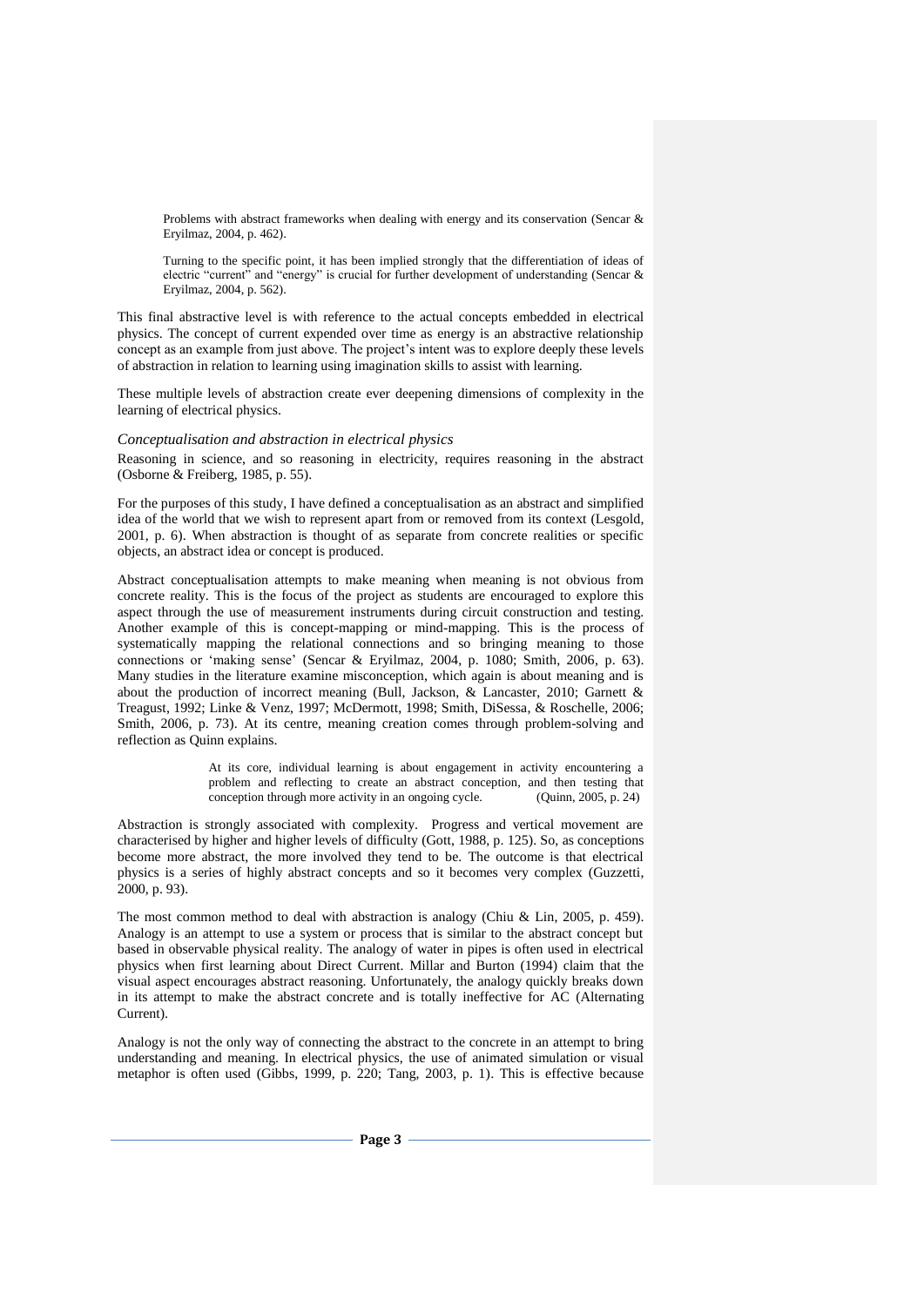> Problems with abstract frameworks when dealing with energy and its conservation (Sencar & Eryilmaz, 2004, p. 462).

> Turning to the specific point, it has been implied strongly that the differentiation of ideas of electric "current" and "energy" is crucial for further development of understanding (Sencar & Eryilmaz, 2004, p. 562).

This final abstractive level is with reference to the actual concepts embedded in electrical physics. The concept of current expended over time as energy is an abstractive relationship concept as an example from just above. The project's intent was to explore deeply these levels of abstraction in relation to learning using imagination skills to assist with learning.

These multiple levels of abstraction create ever deepening dimensions of complexity in the learning of electrical physics.

### *Conceptualisation and abstraction in electrical physics*

Reasoning in science, and so reasoning in electricity, requires reasoning in the abstract (Osborne & Freiberg, 1985, p. 55).

For the purposes of this study, I have defined a conceptualisation as an abstract and simplified idea of the world that we wish to represent apart from or removed from its context (Lesgold, 2001, p. 6). When abstraction is thought of as separate from concrete realities or specific objects, an abstract idea or concept is produced.

Abstract conceptualisation attempts to make meaning when meaning is not obvious from concrete reality. This is the focus of the project as students are encouraged to explore this aspect through the use of measurement instruments during circuit construction and testing. Another example of this is concept-mapping or mind-mapping. This is the process of systematically mapping the relational connections and so bringing meaning to those connections or 'making sense' (Sencar & Eryilmaz, 2004, p. 1080; Smith, 2006, p. 63). Many studies in the literature examine misconception, which again is about meaning and is about the production of incorrect meaning (Bull, Jackson, & Lancaster, 2010; Garnett & Treagust, 1992; Linke & Venz, 1997; McDermott, 1998; Smith, DiSessa, & Roschelle, 2006; Smith, 2006, p. 73). At its centre, meaning creation comes through problem-solving and reflection as Quinn explains.

> At its core, individual learning is about engagement in activity encountering a problem and reflecting to create an abstract conception, and then testing that conception through more activity in an ongoing cycle. (Quinn, 2005, p. 24)

Abstraction is strongly associated with complexity. Progress and vertical movement are characterised by higher and higher levels of difficulty (Gott, 1988, p. 125). So, as conceptions become more abstract, the more involved they tend to be. The outcome is that electrical physics is a series of highly abstract concepts and so it becomes very complex (Guzzetti, 2000, p. 93).

The most common method to deal with abstraction is analogy (Chiu & Lin, 2005, p. 459). Analogy is an attempt to use a system or process that is similar to the abstract concept but based in observable physical reality. The analogy of water in pipes is often used in electrical physics when first learning about Direct Current. Millar and Burton (1994) claim that the visual aspect encourages abstract reasoning. Unfortunately, the analogy quickly breaks down in its attempt to make the abstract concrete and is totally ineffective for AC (Alternating Current).

Analogy is not the only way of connecting the abstract to the concrete in an attempt to bring understanding and meaning. In electrical physics, the use of animated simulation or visual metaphor is often used (Gibbs, 1999, p. 220; Tang, 2003, p. 1). This is effective because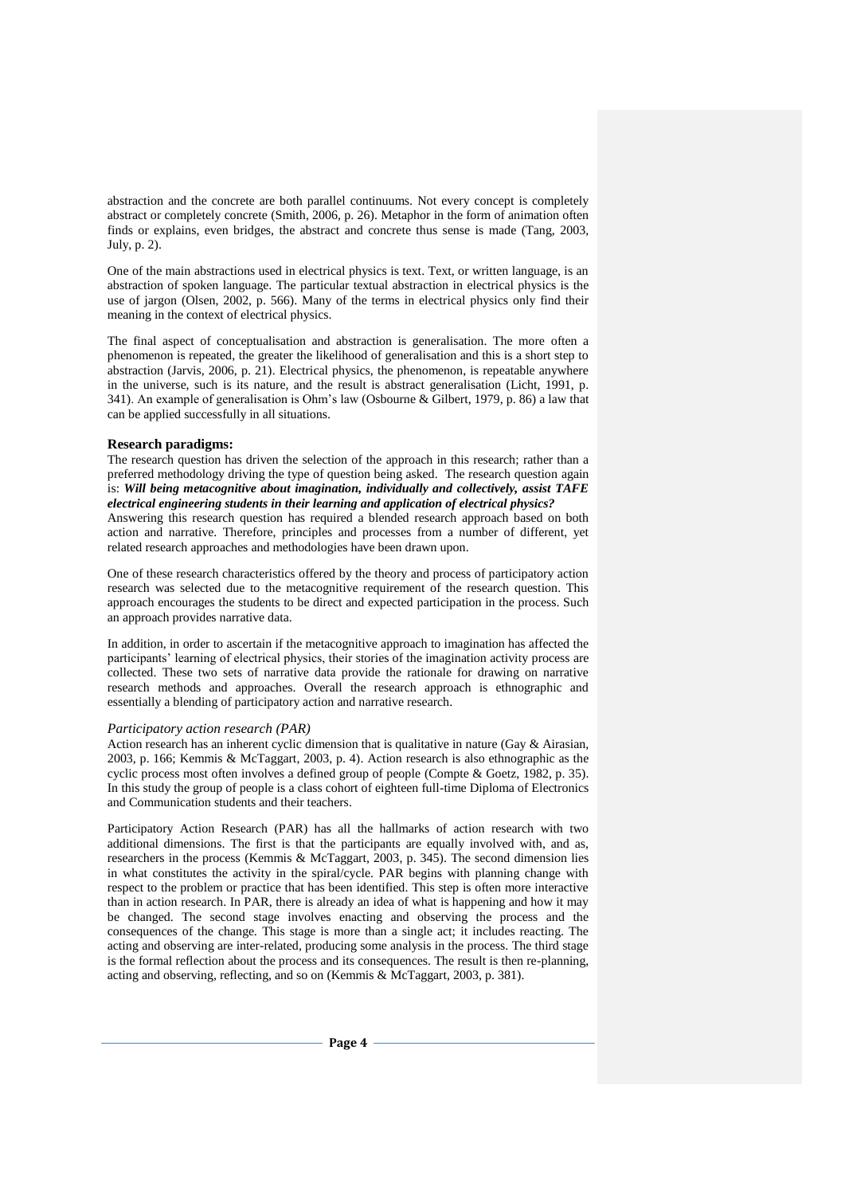abstraction and the concrete are both parallel continuums. Not every concept is completely abstract or completely concrete (Smith, 2006, p. 26). Metaphor in the form of animation often finds or explains, even bridges, the abstract and concrete thus sense is made (Tang, 2003, July, p. 2).

One of the main abstractions used in electrical physics is text. Text, or written language, is an abstraction of spoken language. The particular textual abstraction in electrical physics is the use of jargon (Olsen, 2002, p. 566). Many of the terms in electrical physics only find their meaning in the context of electrical physics.

The final aspect of conceptualisation and abstraction is generalisation. The more often a phenomenon is repeated, the greater the likelihood of generalisation and this is a short step to abstraction (Jarvis, 2006, p. 21). Electrical physics, the phenomenon, is repeatable anywhere in the universe, such is its nature, and the result is abstract generalisation (Licht, 1991, p. 341). An example of generalisation is Ohm's law (Osbourne & Gilbert, 1979, p. 86) a law that can be applied successfully in all situations.

**Research paradigms:**

The research question has driven the selection of the approach in this research; rather than a preferred methodology driving the type of question being asked. The research question again is: ***Will being metacognitive about imagination, individually and collectively, assist TAFE electrical engineering students in their learning and application of electrical physics?***
Answering this research question has required a blended research approach based on both action and narrative. Therefore, principles and processes from a number of different, yet related research approaches and methodologies have been drawn upon.

One of these research characteristics offered by the theory and process of participatory action research was selected due to the metacognitive requirement of the research question. This approach encourages the students to be direct and expected participation in the process. Such an approach provides narrative data.

In addition, in order to ascertain if the metacognitive approach to imagination has affected the participants' learning of electrical physics, their stories of the imagination activity process are collected. These two sets of narrative data provide the rationale for drawing on narrative research methods and approaches. Overall the research approach is ethnographic and essentially a blending of participatory action and narrative research.

*Participatory action research (PAR)*

Action research has an inherent cyclic dimension that is qualitative in nature (Gay & Airasian, 2003, p. 166; Kemmis & McTaggart, 2003, p. 4). Action research is also ethnographic as the cyclic process most often involves a defined group of people (Compte & Goetz, 1982, p. 35). In this study the group of people is a class cohort of eighteen full-time Diploma of Electronics and Communication students and their teachers.

Participatory Action Research (PAR) has all the hallmarks of action research with two additional dimensions. The first is that the participants are equally involved with, and as, researchers in the process (Kemmis & McTaggart, 2003, p. 345). The second dimension lies in what constitutes the activity in the spiral/cycle. PAR begins with planning change with respect to the problem or practice that has been identified. This step is often more interactive than in action research. In PAR, there is already an idea of what is happening and how it may be changed. The second stage involves enacting and observing the process and the consequences of the change. This stage is more than a single act; it includes reacting. The acting and observing are inter-related, producing some analysis in the process. The third stage is the formal reflection about the process and its consequences. The result is then re-planning, acting and observing, reflecting, and so on (Kemmis & McTaggart, 2003, p. 381).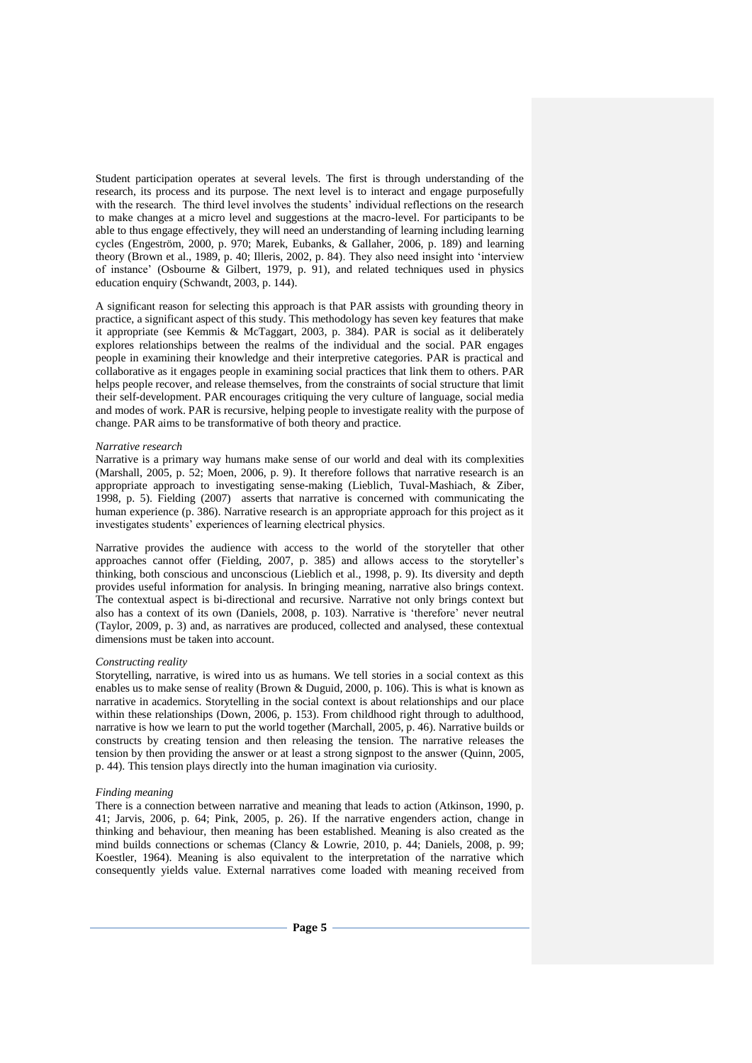Student participation operates at several levels. The first is through understanding of the research, its process and its purpose. The next level is to interact and engage purposefully with the research. The third level involves the students' individual reflections on the research to make changes at a micro level and suggestions at the macro-level. For participants to be able to thus engage effectively, they will need an understanding of learning including learning cycles (Engeström, 2000, p. 970; Marek, Eubanks, & Gallaher, 2006, p. 189) and learning theory (Brown et al., 1989, p. 40; Illeris, 2002, p. 84). They also need insight into 'interview of instance' (Osbourne & Gilbert, 1979, p. 91), and related techniques used in physics education enquiry (Schwandt, 2003, p. 144).

A significant reason for selecting this approach is that PAR assists with grounding theory in practice, a significant aspect of this study. This methodology has seven key features that make it appropriate (see Kemmis & McTaggart, 2003, p. 384). PAR is social as it deliberately explores relationships between the realms of the individual and the social. PAR engages people in examining their knowledge and their interpretive categories. PAR is practical and collaborative as it engages people in examining social practices that link them to others. PAR helps people recover, and release themselves, from the constraints of social structure that limit their self-development. PAR encourages critiquing the very culture of language, social media and modes of work. PAR is recursive, helping people to investigate reality with the purpose of change. PAR aims to be transformative of both theory and practice.

*Narrative research*

Narrative is a primary way humans make sense of our world and deal with its complexities (Marshall, 2005, p. 52; Moen, 2006, p. 9). It therefore follows that narrative research is an appropriate approach to investigating sense-making (Lieblich, Tuval-Mashiach, & Ziber, 1998, p. 5). Fielding (2007) asserts that narrative is concerned with communicating the human experience (p. 386). Narrative research is an appropriate approach for this project as it investigates students' experiences of learning electrical physics.

Narrative provides the audience with access to the world of the storyteller that other approaches cannot offer (Fielding, 2007, p. 385) and allows access to the storyteller's thinking, both conscious and unconscious (Lieblich et al., 1998, p. 9). Its diversity and depth provides useful information for analysis. In bringing meaning, narrative also brings context. The contextual aspect is bi-directional and recursive. Narrative not only brings context but also has a context of its own (Daniels, 2008, p. 103). Narrative is 'therefore' never neutral (Taylor, 2009, p. 3) and, as narratives are produced, collected and analysed, these contextual dimensions must be taken into account.

*Constructing reality*

Storytelling, narrative, is wired into us as humans. We tell stories in a social context as this enables us to make sense of reality (Brown & Duguid, 2000, p. 106). This is what is known as narrative in academics. Storytelling in the social context is about relationships and our place within these relationships (Down, 2006, p. 153). From childhood right through to adulthood, narrative is how we learn to put the world together (Marchall, 2005, p. 46). Narrative builds or constructs by creating tension and then releasing the tension. The narrative releases the tension by then providing the answer or at least a strong signpost to the answer (Quinn, 2005, p. 44). This tension plays directly into the human imagination via curiosity.

*Finding meaning*

There is a connection between narrative and meaning that leads to action (Atkinson, 1990, p. 41; Jarvis, 2006, p. 64; Pink, 2005, p. 26). If the narrative engenders action, change in thinking and behaviour, then meaning has been established. Meaning is also created as the mind builds connections or schemas (Clancy & Lowrie, 2010, p. 44; Daniels, 2008, p. 99; Koestler, 1964). Meaning is also equivalent to the interpretation of the narrative which consequently yields value. External narratives come loaded with meaning received from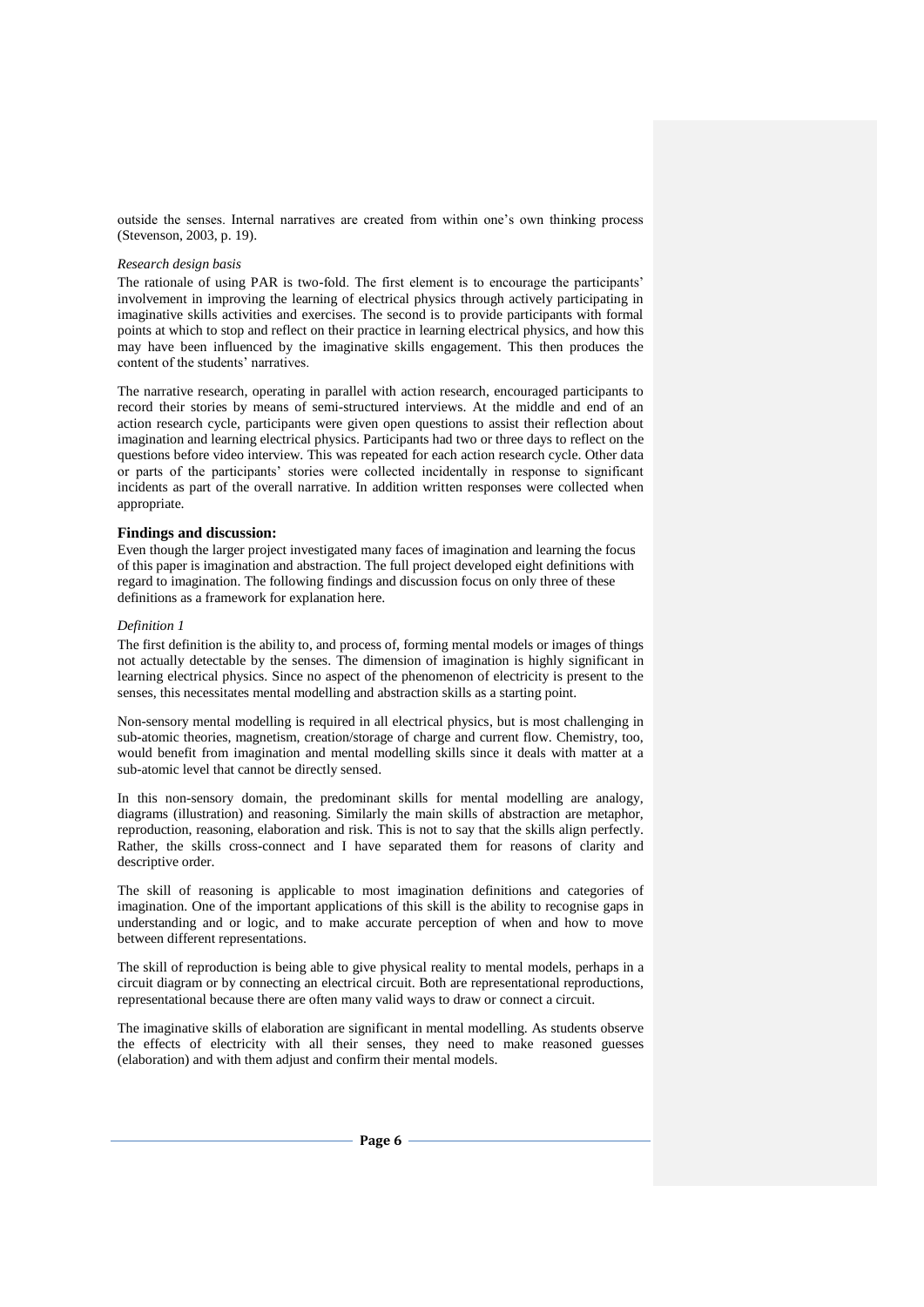outside the senses. Internal narratives are created from within one's own thinking process (Stevenson, 2003, p. 19).

*Research design basis*

The rationale of using PAR is two-fold. The first element is to encourage the participants' involvement in improving the learning of electrical physics through actively participating in imaginative skills activities and exercises. The second is to provide participants with formal points at which to stop and reflect on their practice in learning electrical physics, and how this may have been influenced by the imaginative skills engagement. This then produces the content of the students' narratives.

The narrative research, operating in parallel with action research, encouraged participants to record their stories by means of semi-structured interviews. At the middle and end of an action research cycle, participants were given open questions to assist their reflection about imagination and learning electrical physics. Participants had two or three days to reflect on the questions before video interview. This was repeated for each action research cycle. Other data or parts of the participants' stories were collected incidentally in response to significant incidents as part of the overall narrative. In addition written responses were collected when appropriate.

### Findings and discussion:

Even though the larger project investigated many faces of imagination and learning the focus of this paper is imagination and abstraction. The full project developed eight definitions with regard to imagination. The following findings and discussion focus on only three of these definitions as a framework for explanation here.

*Definition 1*

The first definition is the ability to, and process of, forming mental models or images of things not actually detectable by the senses. The dimension of imagination is highly significant in learning electrical physics. Since no aspect of the phenomenon of electricity is present to the senses, this necessitates mental modelling and abstraction skills as a starting point.

Non-sensory mental modelling is required in all electrical physics, but is most challenging in sub-atomic theories, magnetism, creation/storage of charge and current flow. Chemistry, too, would benefit from imagination and mental modelling skills since it deals with matter at a sub-atomic level that cannot be directly sensed.

In this non-sensory domain, the predominant skills for mental modelling are analogy, diagrams (illustration) and reasoning. Similarly the main skills of abstraction are metaphor, reproduction, reasoning, elaboration and risk. This is not to say that the skills align perfectly. Rather, the skills cross-connect and I have separated them for reasons of clarity and descriptive order.

The skill of reasoning is applicable to most imagination definitions and categories of imagination. One of the important applications of this skill is the ability to recognise gaps in understanding and or logic, and to make accurate perception of when and how to move between different representations.

The skill of reproduction is being able to give physical reality to mental models, perhaps in a circuit diagram or by connecting an electrical circuit. Both are representational reproductions, representational because there are often many valid ways to draw or connect a circuit.

The imaginative skills of elaboration are significant in mental modelling. As students observe the effects of electricity with all their senses, they need to make reasoned guesses (elaboration) and with them adjust and confirm their mental models.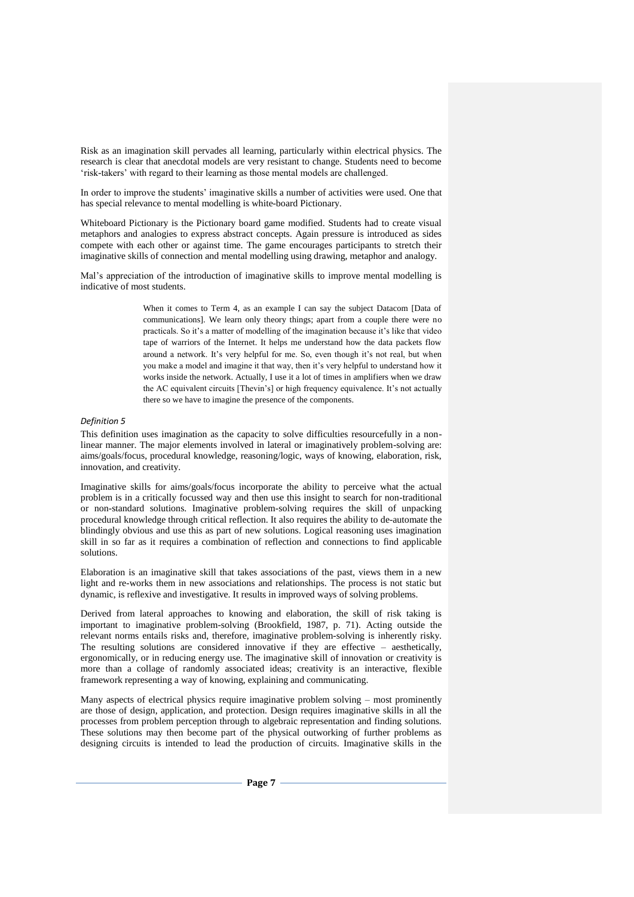Risk as an imagination skill pervades all learning, particularly within electrical physics. The research is clear that anecdotal models are very resistant to change. Students need to become 'risk-takers' with regard to their learning as those mental models are challenged.

In order to improve the students' imaginative skills a number of activities were used. One that has special relevance to mental modelling is white-board Pictionary.

Whiteboard Pictionary is the Pictionary board game modified. Students had to create visual metaphors and analogies to express abstract concepts. Again pressure is introduced as sides compete with each other or against time. The game encourages participants to stretch their imaginative skills of connection and mental modelling using drawing, metaphor and analogy.

Mal's appreciation of the introduction of imaginative skills to improve mental modelling is indicative of most students.

> When it comes to Term 4, as an example I can say the subject Datacom [Data of communications]. We learn only theory things; apart from a couple there were no practicals. So it's a matter of modelling of the imagination because it's like that video tape of warriors of the Internet. It helps me understand how the data packets flow around a network. It's very helpful for me. So, even though it's not real, but when you make a model and imagine it that way, then it's very helpful to understand how it works inside the network. Actually, I use it a lot of times in amplifiers when we draw the AC equivalent circuits [Thevin's] or high frequency equivalence. It's not actually there so we have to imagine the presence of the components.

*Definition 5*

This definition uses imagination as the capacity to solve difficulties resourcefully in a non-linear manner. The major elements involved in lateral or imaginatively problem-solving are: aims/goals/focus, procedural knowledge, reasoning/logic, ways of knowing, elaboration, risk, innovation, and creativity.

Imaginative skills for aims/goals/focus incorporate the ability to perceive what the actual problem is in a critically focussed way and then use this insight to search for non-traditional or non-standard solutions. Imaginative problem-solving requires the skill of unpacking procedural knowledge through critical reflection. It also requires the ability to de-automate the blindingly obvious and use this as part of new solutions. Logical reasoning uses imagination skill in so far as it requires a combination of reflection and connections to find applicable solutions.

Elaboration is an imaginative skill that takes associations of the past, views them in a new light and re-works them in new associations and relationships. The process is not static but dynamic, is reflexive and investigative. It results in improved ways of solving problems.

Derived from lateral approaches to knowing and elaboration, the skill of risk taking is important to imaginative problem-solving (Brookfield, 1987, p. 71). Acting outside the relevant norms entails risks and, therefore, imaginative problem-solving is inherently risky. The resulting solutions are considered innovative if they are effective – aesthetically, ergonomically, or in reducing energy use. The imaginative skill of innovation or creativity is more than a collage of randomly associated ideas; creativity is an interactive, flexible framework representing a way of knowing, explaining and communicating.

Many aspects of electrical physics require imaginative problem solving – most prominently are those of design, application, and protection. Design requires imaginative skills in all the processes from problem perception through to algebraic representation and finding solutions. These solutions may then become part of the physical outworking of further problems as designing circuits is intended to lead the production of circuits. Imaginative skills in the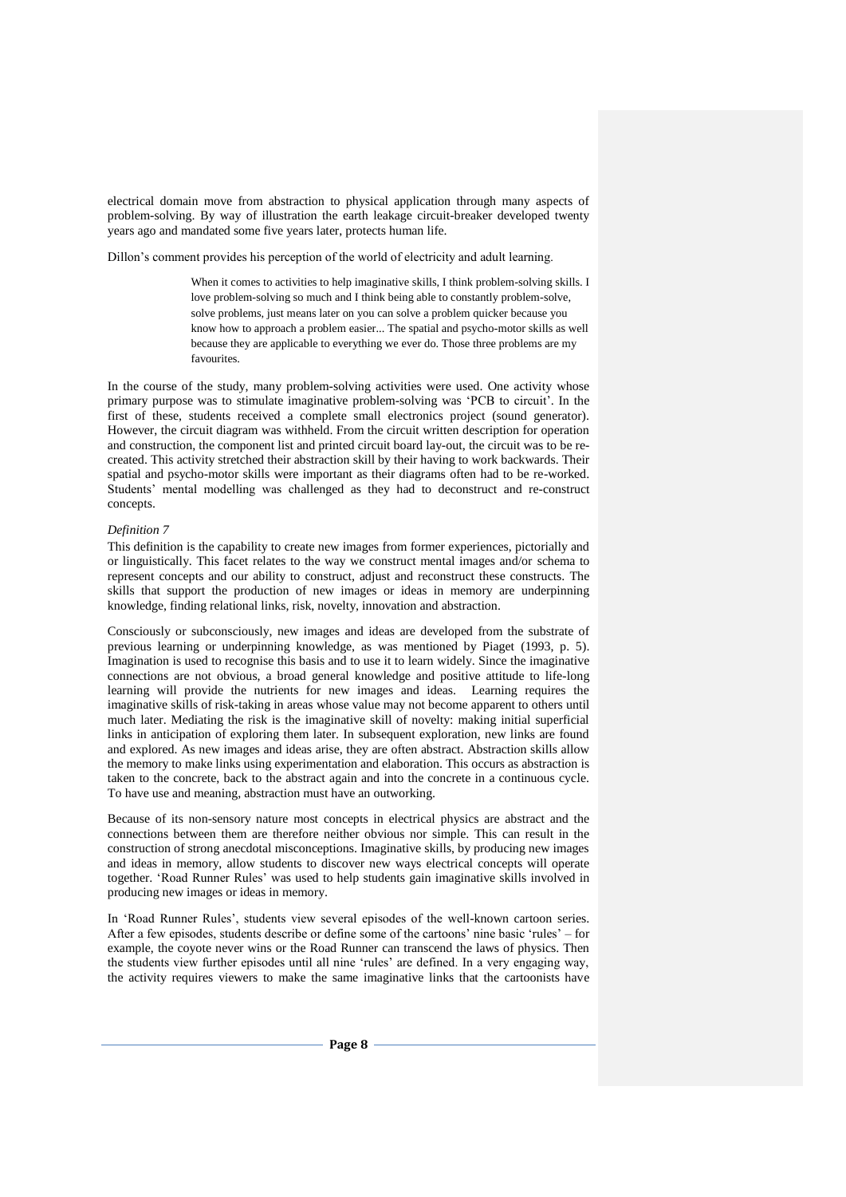electrical domain move from abstraction to physical application through many aspects of problem-solving. By way of illustration the earth leakage circuit-breaker developed twenty years ago and mandated some five years later, protects human life.

Dillon's comment provides his perception of the world of electricity and adult learning.

> When it comes to activities to help imaginative skills, I think problem-solving skills. I love problem-solving so much and I think being able to constantly problem-solve, solve problems, just means later on you can solve a problem quicker because you know how to approach a problem easier... The spatial and psycho-motor skills as well because they are applicable to everything we ever do. Those three problems are my favourites.

In the course of the study, many problem-solving activities were used. One activity whose primary purpose was to stimulate imaginative problem-solving was 'PCB to circuit'. In the first of these, students received a complete small electronics project (sound generator). However, the circuit diagram was withheld. From the circuit written description for operation and construction, the component list and printed circuit board lay-out, the circuit was to be re-created. This activity stretched their abstraction skill by their having to work backwards. Their spatial and psycho-motor skills were important as their diagrams often had to be re-worked. Students' mental modelling was challenged as they had to deconstruct and re-construct concepts.

*Definition 7*

This definition is the capability to create new images from former experiences, pictorially and or linguistically. This facet relates to the way we construct mental images and/or schema to represent concepts and our ability to construct, adjust and reconstruct these constructs. The skills that support the production of new images or ideas in memory are underpinning knowledge, finding relational links, risk, novelty, innovation and abstraction.

Consciously or subconsciously, new images and ideas are developed from the substrate of previous learning or underpinning knowledge, as was mentioned by Piaget (1993, p. 5). Imagination is used to recognise this basis and to use it to learn widely. Since the imaginative connections are not obvious, a broad general knowledge and positive attitude to life-long learning will provide the nutrients for new images and ideas. Learning requires the imaginative skills of risk-taking in areas whose value may not become apparent to others until much later. Mediating the risk is the imaginative skill of novelty: making initial superficial links in anticipation of exploring them later. In subsequent exploration, new links are found and explored. As new images and ideas arise, they are often abstract. Abstraction skills allow the memory to make links using experimentation and elaboration. This occurs as abstraction is taken to the concrete, back to the abstract again and into the concrete in a continuous cycle. To have use and meaning, abstraction must have an outworking.

Because of its non-sensory nature most concepts in electrical physics are abstract and the connections between them are therefore neither obvious nor simple. This can result in the construction of strong anecdotal misconceptions. Imaginative skills, by producing new images and ideas in memory, allow students to discover new ways electrical concepts will operate together. 'Road Runner Rules' was used to help students gain imaginative skills involved in producing new images or ideas in memory.

In 'Road Runner Rules', students view several episodes of the well-known cartoon series. After a few episodes, students describe or define some of the cartoons' nine basic 'rules' – for example, the coyote never wins or the Road Runner can transcend the laws of physics. Then the students view further episodes until all nine 'rules' are defined. In a very engaging way, the activity requires viewers to make the same imaginative links that the cartoonists have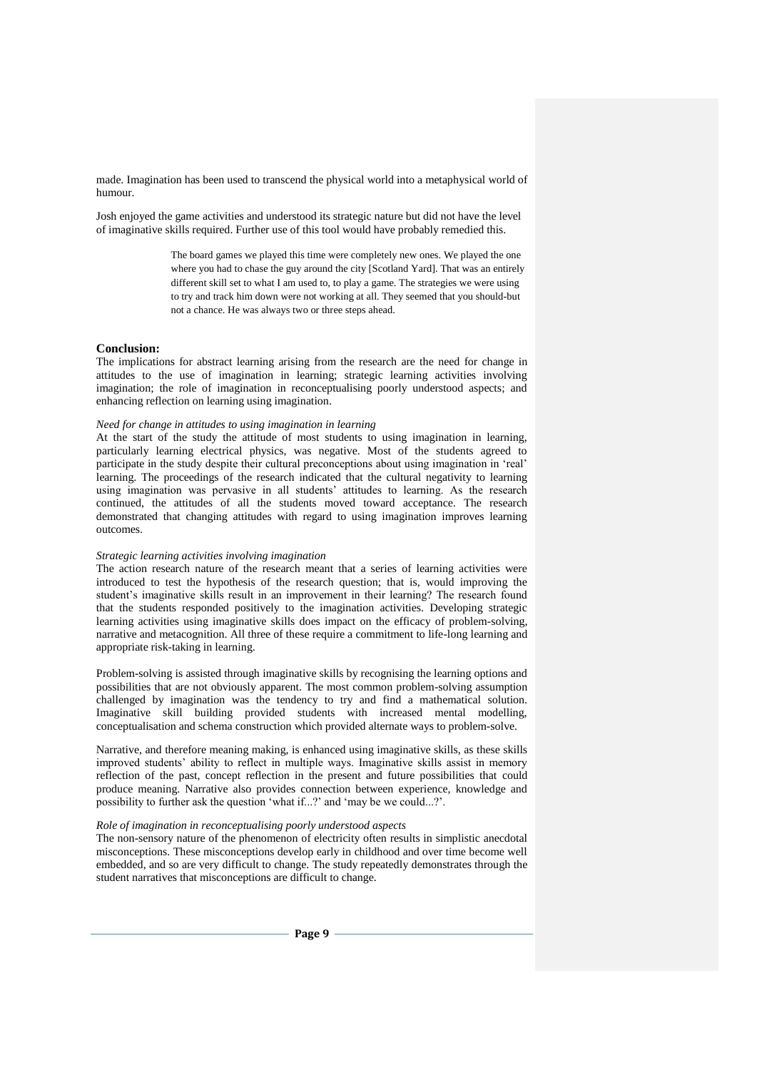made. Imagination has been used to transcend the physical world into a metaphysical world of humour.

Josh enjoyed the game activities and understood its strategic nature but did not have the level of imaginative skills required. Further use of this tool would have probably remedied this.

> The board games we played this time were completely new ones. We played the one where you had to chase the guy around the city [Scotland Yard]. That was an entirely different skill set to what I am used to, to play a game. The strategies we were using to try and track him down were not working at all. They seemed that you should-but not a chance. He was always two or three steps ahead.

**Conclusion:**

The implications for abstract learning arising from the research are the need for change in attitudes to the use of imagination in learning; strategic learning activities involving imagination; the role of imagination in reconceptualising poorly understood aspects; and enhancing reflection on learning using imagination.

*Need for change in attitudes to using imagination in learning*

At the start of the study the attitude of most students to using imagination in learning, particularly learning electrical physics, was negative. Most of the students agreed to participate in the study despite their cultural preconceptions about using imagination in 'real' learning. The proceedings of the research indicated that the cultural negativity to learning using imagination was pervasive in all students' attitudes to learning. As the research continued, the attitudes of all the students moved toward acceptance. The research demonstrated that changing attitudes with regard to using imagination improves learning outcomes.

*Strategic learning activities involving imagination*

The action research nature of the research meant that a series of learning activities were introduced to test the hypothesis of the research question; that is, would improving the student's imaginative skills result in an improvement in their learning? The research found that the students responded positively to the imagination activities. Developing strategic learning activities using imaginative skills does impact on the efficacy of problem-solving, narrative and metacognition. All three of these require a commitment to life-long learning and appropriate risk-taking in learning.

Problem-solving is assisted through imaginative skills by recognising the learning options and possibilities that are not obviously apparent. The most common problem-solving assumption challenged by imagination was the tendency to try and find a mathematical solution. Imaginative skill building provided students with increased mental modelling, conceptualisation and schema construction which provided alternate ways to problem-solve.

Narrative, and therefore meaning making, is enhanced using imaginative skills, as these skills improved students' ability to reflect in multiple ways. Imaginative skills assist in memory reflection of the past, concept reflection in the present and future possibilities that could produce meaning. Narrative also provides connection between experience, knowledge and possibility to further ask the question 'what if...?' and 'may be we could...?'.

*Role of imagination in reconceptualising poorly understood aspects*

The non-sensory nature of the phenomenon of electricity often results in simplistic anecdotal misconceptions. These misconceptions develop early in childhood and over time become well embedded, and so are very difficult to change. The study repeatedly demonstrates through the student narratives that misconceptions are difficult to change.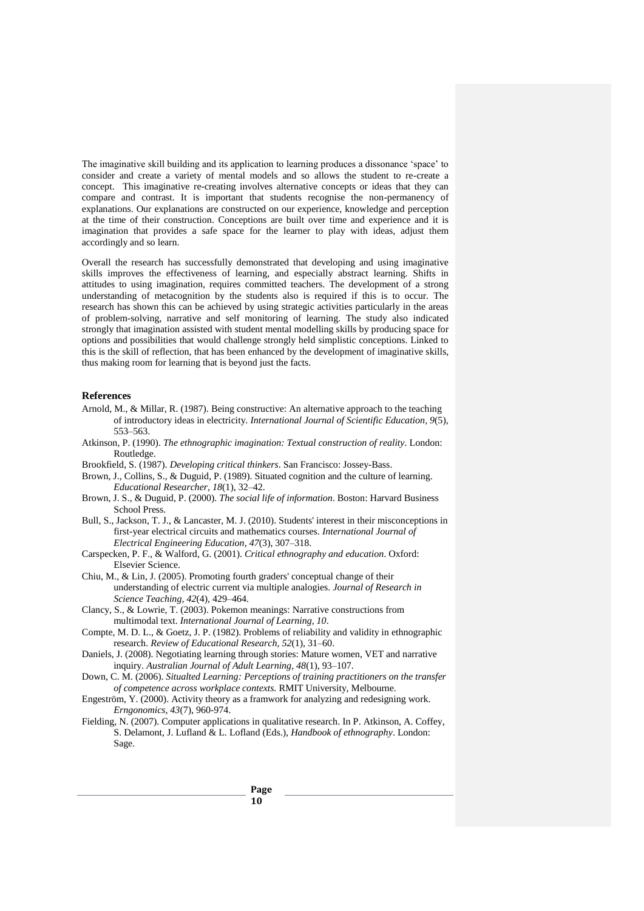The imaginative skill building and its application to learning produces a dissonance 'space' to consider and create a variety of mental models and so allows the student to re-create a concept. This imaginative re-creating involves alternative concepts or ideas that they can compare and contrast. It is important that students recognise the non-permanency of explanations. Our explanations are constructed on our experience, knowledge and perception at the time of their construction. Conceptions are built over time and experience and it is imagination that provides a safe space for the learner to play with ideas, adjust them accordingly and so learn.

Overall the research has successfully demonstrated that developing and using imaginative skills improves the effectiveness of learning, and especially abstract learning. Shifts in attitudes to using imagination, requires committed teachers. The development of a strong understanding of metacognition by the students also is required if this is to occur. The research has shown this can be achieved by using strategic activities particularly in the areas of problem-solving, narrative and self monitoring of learning. The study also indicated strongly that imagination assisted with student mental modelling skills by producing space for options and possibilities that would challenge strongly held simplistic conceptions. Linked to this is the skill of reflection, that has been enhanced by the development of imaginative skills, thus making room for learning that is beyond just the facts.

## References

Arnold, M., & Millar, R. (1987). Being constructive: An alternative approach to the teaching of introductory ideas in electricity. *International Journal of Scientific Education, 9*(5), 553–563.

Atkinson, P. (1990). *The ethnographic imagination: Textual construction of reality*. London: Routledge.

Brookfield, S. (1987). *Developing critical thinkers*. San Francisco: Jossey-Bass.

Brown, J., Collins, S., & Duguid, P. (1989). Situated cognition and the culture of learning. *Educational Researcher, 18*(1), 32–42.

Brown, J. S., & Duguid, P. (2000). *The social life of information*. Boston: Harvard Business School Press.

Bull, S., Jackson, T. J., & Lancaster, M. J. (2010). Students' interest in their misconceptions in first-year electrical circuits and mathematics courses. *International Journal of Electrical Engineering Education, 47*(3), 307–318.

Carspecken, P. F., & Walford, G. (2001). *Critical ethnography and education*. Oxford: Elsevier Science.

Chiu, M., & Lin, J. (2005). Promoting fourth graders' conceptual change of their understanding of electric current via multiple analogies. *Journal of Research in Science Teaching, 42*(4), 429–464.

Clancy, S., & Lowrie, T. (2003). Pokemon meanings: Narrative constructions from multimodal text. *International Journal of Learning, 10*.

Compte, M. D. L., & Goetz, J. P. (1982). Problems of reliability and validity in ethnographic research. *Review of Educational Research, 52*(1), 31–60.

Daniels, J. (2008). Negotiating learning through stories: Mature women, VET and narrative inquiry. *Australian Journal of Adult Learning, 48*(1), 93–107.

Down, C. M. (2006). *Situalted Learning: Perceptions of training practitioners on the transfer of competence across workplace contexts.* RMIT University, Melbourne.

Engeström, Y. (2000). Activity theory as a framwork for analyzing and redesigning work. *Erngonomics, 43*(7), 960-974.

Fielding, N. (2007). Computer applications in qualitative research. In P. Atkinson, A. Coffey, S. Delamont, J. Lufland & L. Lofland (Eds.), *Handbook of ethnography*. London: Sage.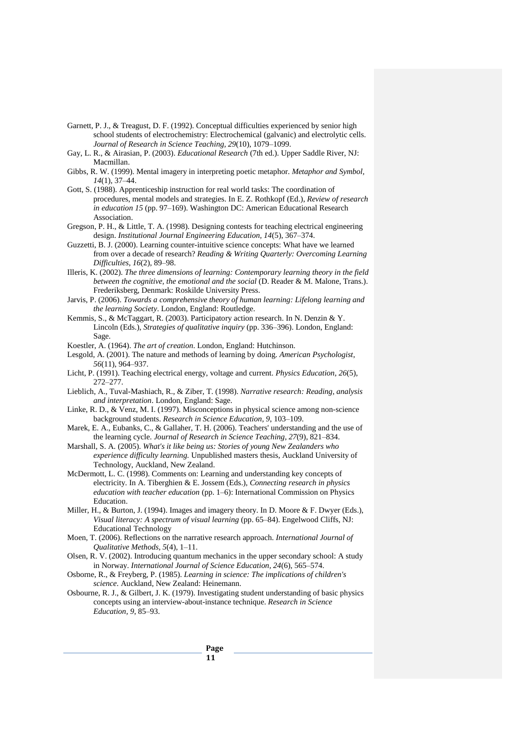Garnett, P. J., & Treagust, D. F. (1992). Conceptual difficulties experienced by senior high school students of electrochemistry: Electrochemical (galvanic) and electrolytic cells. *Journal of Research in Science Teaching, 29*(10), 1079–1099.

Gay, L. R., & Airasian, P. (2003). *Educational Research* (7th ed.). Upper Saddle River, NJ: Macmillan.

Gibbs, R. W. (1999). Mental imagery in interpreting poetic metaphor. *Metaphor and Symbol, 14*(1), 37–44.

Gott, S. (1988). Apprenticeship instruction for real world tasks: The coordination of procedures, mental models and strategies. In E. Z. Rothkopf (Ed.), *Review of research in education 15* (pp. 97–169). Washington DC: American Educational Research Association.

Gregson, P. H., & Little, T. A. (1998). Designing contests for teaching electrical engineering design. *Institutional Journal Engineering Education, 14*(5), 367–374.

Guzzetti, B. J. (2000). Learning counter-intuitive science concepts: What have we learned from over a decade of research? *Reading & Writing Quarterly: Overcoming Learning Difficulties, 16*(2), 89–98.

Illeris, K. (2002). *The three dimensions of learning: Contemporary learning theory in the field between the cognitive, the emotional and the social* (D. Reader & M. Malone, Trans.). Frederiksberg, Denmark: Roskilde University Press.

Jarvis, P. (2006). *Towards a comprehensive theory of human learning: Lifelong learning and the learning Society*. London, England: Routledge.

Kemmis, S., & McTaggart, R. (2003). Participatory action research. In N. Denzin & Y. Lincoln (Eds.), *Strategies of qualitative inquiry* (pp. 336–396). London, England: Sage.

Koestler, A. (1964). *The art of creation*. London, England: Hutchinson.

Lesgold, A. (2001). The nature and methods of learning by doing. *American Psychologist, 56*(11), 964–937.

Licht, P. (1991). Teaching electrical energy, voltage and current. *Physics Education, 26*(5), 272–277.

Lieblich, A., Tuval-Mashiach, R., & Ziber, T. (1998). *Narrative research: Reading, analysis and interpretation*. London, England: Sage.

Linke, R. D., & Venz, M. I. (1997). Misconceptions in physical science among non-science background students. *Research in Science Education, 9*, 103–109.

Marek, E. A., Eubanks, C., & Gallaher, T. H. (2006). Teachers' understanding and the use of the learning cycle. *Journal of Research in Science Teaching, 27*(9), 821–834.

Marshall, S. A. (2005). *What's it like being us: Stories of young New Zealanders who experience difficulty learning*. Unpublished masters thesis, Auckland University of Technology, Auckland, New Zealand.

McDermott, L. C. (1998). Comments on: Learning and understanding key concepts of electricity. In A. Tiberghien & E. Jossem (Eds.), *Connecting research in physics education with teacher education* (pp. 1–6): International Commission on Physics Education.

Miller, H., & Burton, J. (1994). Images and imagery theory. In D. Moore & F. Dwyer (Eds.), *Visual literacy: A spectrum of visual learning* (pp. 65–84). Engelwood Cliffs, NJ: Educational Technology

Moen, T. (2006). Reflections on the narrative research approach. *International Journal of Qualitative Methods, 5*(4), 1–11.

Olsen, R. V. (2002). Introducing quantum mechanics in the upper secondary school: A study in Norway. *International Journal of Science Education, 24*(6), 565–574.

Osborne, R., & Freyberg, P. (1985). *Learning in science: The implications of children's science*. Auckland, New Zealand: Heinemann.

Osbourne, R. J., & Gilbert, J. K. (1979). Investigating student understanding of basic physics concepts using an interview-about-instance technique. *Research in Science Education, 9*, 85–93.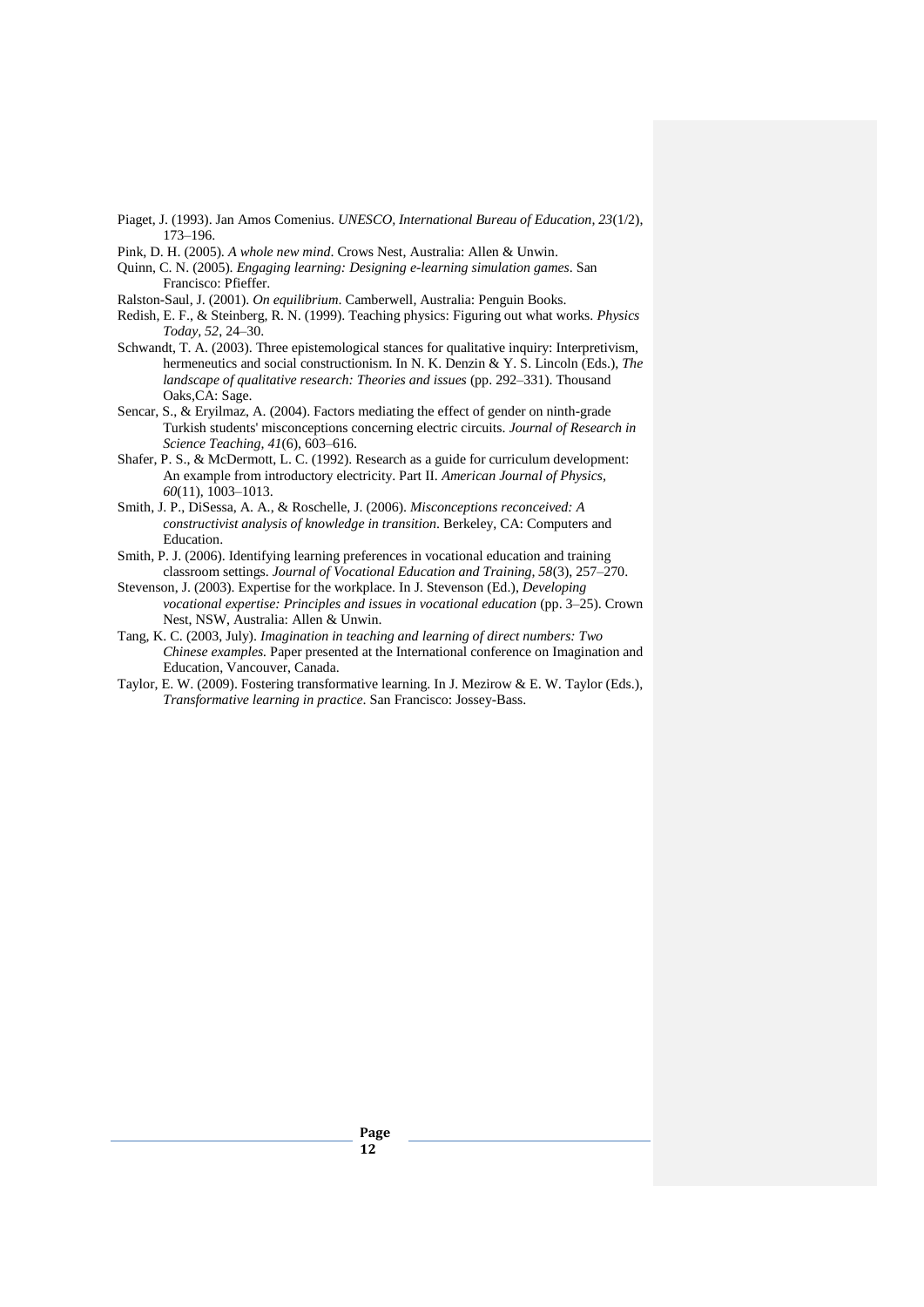Piaget, J. (1993). Jan Amos Comenius. *UNESCO, International Bureau of Education, 23*(1/2), 173–196.

Pink, D. H. (2005). *A whole new mind*. Crows Nest, Australia: Allen & Unwin.

Quinn, C. N. (2005). *Engaging learning: Designing e-learning simulation games*. San Francisco: Pfieffer.

Ralston-Saul, J. (2001). *On equilibrium*. Camberwell, Australia: Penguin Books.

Redish, E. F., & Steinberg, R. N. (1999). Teaching physics: Figuring out what works. *Physics Today, 52*, 24–30.

Schwandt, T. A. (2003). Three epistemological stances for qualitative inquiry: Interpretivism, hermeneutics and social constructionism. In N. K. Denzin & Y. S. Lincoln (Eds.), *The landscape of qualitative research: Theories and issues* (pp. 292–331). Thousand Oaks,CA: Sage.

Sencar, S., & Eryilmaz, A. (2004). Factors mediating the effect of gender on ninth-grade Turkish students' misconceptions concerning electric circuits. *Journal of Research in Science Teaching, 41*(6), 603–616.

Shafer, P. S., & McDermott, L. C. (1992). Research as a guide for curriculum development: An example from introductory electricity. Part II. *American Journal of Physics, 60*(11), 1003–1013.

Smith, J. P., DiSessa, A. A., & Roschelle, J. (2006). *Misconceptions reconceived: A constructivist analysis of knowledge in transition*. Berkeley, CA: Computers and Education.

Smith, P. J. (2006). Identifying learning preferences in vocational education and training classroom settings. *Journal of Vocational Education and Training, 58*(3), 257–270.

Stevenson, J. (2003). Expertise for the workplace. In J. Stevenson (Ed.), *Developing vocational expertise: Principles and issues in vocational education* (pp. 3–25). Crown Nest, NSW, Australia: Allen & Unwin.

Tang, K. C. (2003, July). *Imagination in teaching and learning of direct numbers: Two Chinese examples.* Paper presented at the International conference on Imagination and Education, Vancouver, Canada.

Taylor, E. W. (2009). Fostering transformative learning. In J. Mezirow & E. W. Taylor (Eds.), *Transformative learning in practice*. San Francisco: Jossey-Bass.